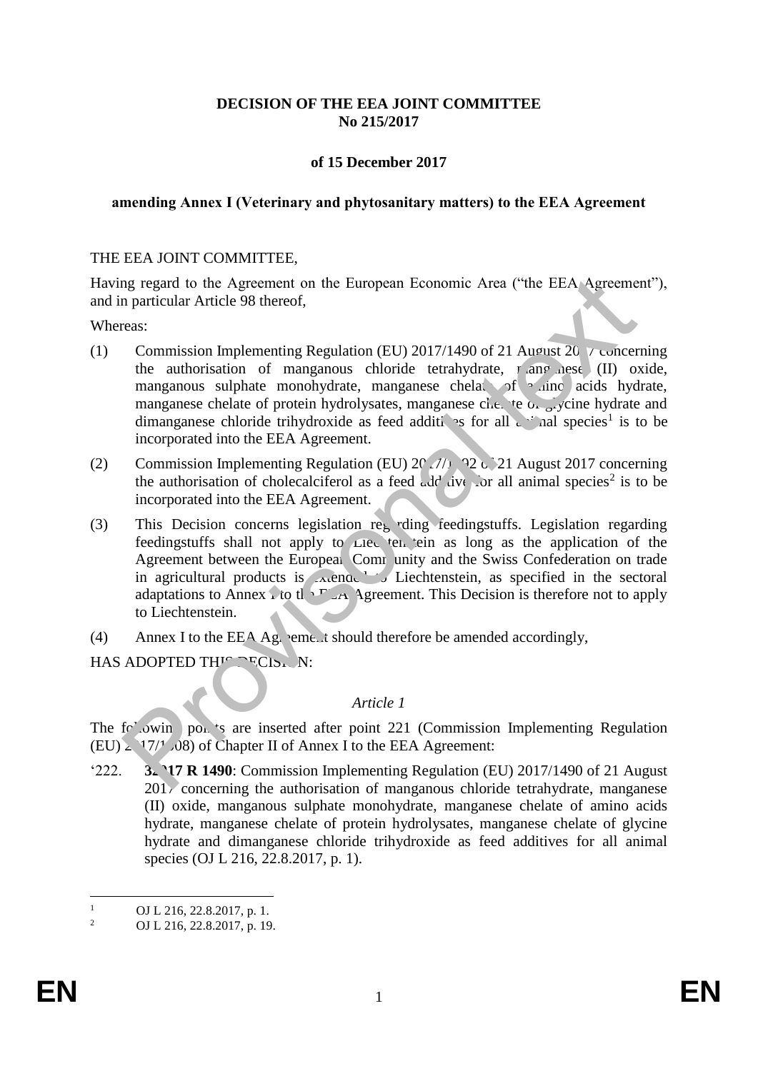**DECISION OF THE EEA JOINT COMMITTEE**
**No 215/2017**

**of 15 December 2017**

**amending Annex I (Veterinary and phytosanitary matters) to the EEA Agreement**

THE EEA JOINT COMMITTEE,

Having regard to the Agreement on the European Economic Area ("the EEA Agreement"), and in particular Article 98 thereof,

Whereas:

(1) Commission Implementing Regulation (EU) 2017/1490 of 21 August 2017 concerning the authorisation of manganous chloride tetrahydrate, manganese (II) oxide, manganous sulphate monohydrate, manganese chelate of amino acids hydrate, manganese chelate of protein hydrolysates, manganese chelate of glycine hydrate and dimanganese chloride trihydroxide as feed additives for all animal species[1] is to be incorporated into the EEA Agreement.

(2) Commission Implementing Regulation (EU) 2017/1492 of 21 August 2017 concerning the authorisation of cholecalciferol as a feed additive for all animal species[2] is to be incorporated into the EEA Agreement.

(3) This Decision concerns legislation regarding feedingstuffs. Legislation regarding feedingstuffs shall not apply to Liechtenstein as long as the application of the Agreement between the European Community and the Swiss Confederation on trade in agricultural products is extended to Liechtenstein, as specified in the sectoral adaptations to Annex I to the EEA Agreement. This Decision is therefore not to apply to Liechtenstein.

(4) Annex I to the EEA Agreement should therefore be amended accordingly,

HAS ADOPTED THIS DECISION:

*Article 1*

The following points are inserted after point 221 (Commission Implementing Regulation (EU) 2017/1008) of Chapter II of Annex I to the EEA Agreement:

'222. **32017 R 1490**: Commission Implementing Regulation (EU) 2017/1490 of 21 August 2017 concerning the authorisation of manganous chloride tetrahydrate, manganese (II) oxide, manganous sulphate monohydrate, manganese chelate of amino acids hydrate, manganese chelate of protein hydrolysates, manganese chelate of glycine hydrate and dimanganese chloride trihydroxide as feed additives for all animal species (OJ L 216, 22.8.2017, p. 1).

[1] OJ L 216, 22.8.2017, p. 1.

[2] OJ L 216, 22.8.2017, p. 19.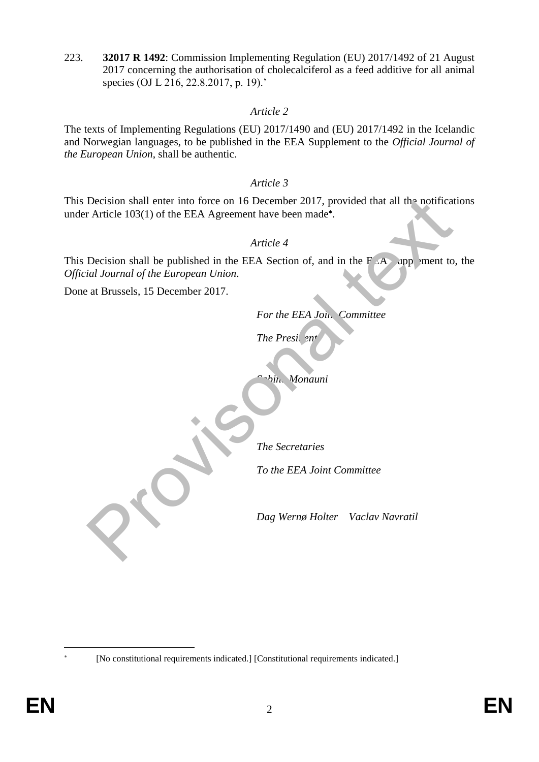223. **32017 R 1492**: Commission Implementing Regulation (EU) 2017/1492 of 21 August 2017 concerning the authorisation of cholecalciferol as a feed additive for all animal species (OJ L 216, 22.8.2017, p. 19).'

*Article 2*

The texts of Implementing Regulations (EU) 2017/1490 and (EU) 2017/1492 in the Icelandic and Norwegian languages, to be published in the EEA Supplement to the *Official Journal of the European Union*, shall be authentic.

*Article 3*

This Decision shall enter into force on 16 December 2017, provided that all the notifications under Article 103(1) of the EEA Agreement have been made*.

*Article 4*

This Decision shall be published in the EEA Section of, and in the EEA Supplement to, the *Official Journal of the European Union*.

Done at Brussels, 15 December 2017.

*For the EEA Joint Committee*

*The President*

*Sabine Monauni*

*The Secretaries*

*To the EEA Joint Committee*

*Dag Wernø Holter*    *Vaclav Navratil*

* [No constitutional requirements indicated.] [Constitutional requirements indicated.]